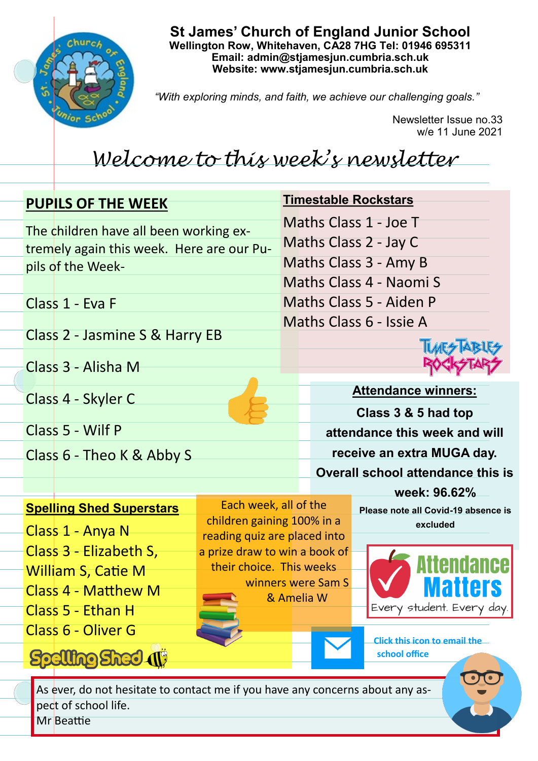# St James' Church of England Junior School

**Wellington Row, Whitehaven, CA28 7HG Tel: 01946 695311**
**Email: admin@stjamesjun.cumbria.sch.uk**
**Website: www.stjamesjun.cumbria.sch.uk**

*"With exploring minds, and faith, we achieve our challenging goals."*

Newsletter Issue no.33
w/e 11 June 2021

## *Welcome to this week's newsletter*

### PUPILS OF THE WEEK

The children have all been working extremely again this week. Here are our Pupils of the Week-

Class 1 - Eva F

Class 2 - Jasmine S & Harry EB

Class 3 - Alisha M

Class 4 - Skyler C

Class 5 - Wilf P

Class 6 - Theo K & Abby S

### Timestable Rockstars

Maths Class 1 - Joe T
Maths Class 2 - Jay C
Maths Class 3 - Amy B
Maths Class 4 - Naomi S
Maths Class 5 - Aiden P
Maths Class 6 - Issie A

### Attendance winners:

**Class 3 & 5 had top attendance this week and will receive an extra MUGA day.**

**Overall school attendance this is week: 96.62%**

**Please note all Covid-19 absence is excluded**

Attendance Matters
Every student. Every day.

### Spelling Shed Superstars

Class 1 - Anya N
Class 3 - Elizabeth S, William S, Catie M
Class 4 - Matthew M
Class 5 - Ethan H
Class 6 - Oliver G

Each week, all of the children gaining 100% in a reading quiz are placed into a prize draw to win a book of their choice. This weeks winners were Sam S & Amelia W

Click this icon to email the school office

As ever, do not hesitate to contact me if you have any concerns about any aspect of school life.
Mr Beattie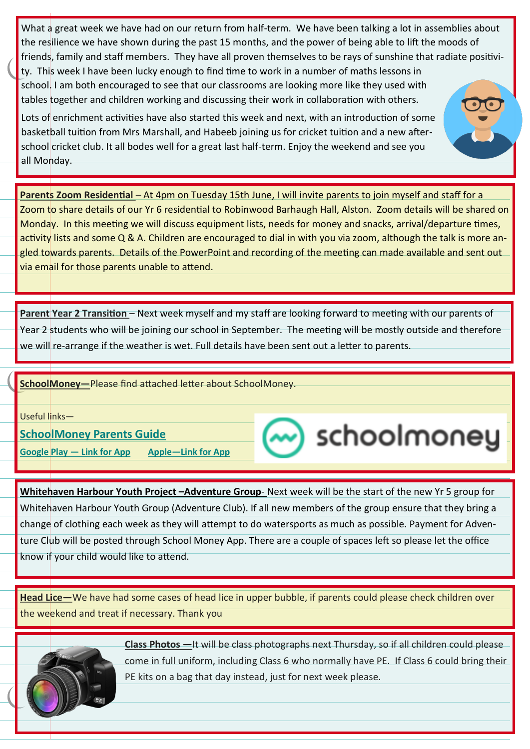What a great week we have had on our return from half-term. We have been talking a lot in assemblies about the resilience we have shown during the past 15 months, and the power of being able to lift the moods of friends, family and staff members. They have all proven themselves to be rays of sunshine that radiate positivity. This week I have been lucky enough to find time to work in a number of maths lessons in school. I am both encouraged to see that our classrooms are looking more like they used with tables together and children working and discussing their work in collaboration with others.

Lots of enrichment activities have also started this week and next, with an introduction of some basketball tuition from Mrs Marshall, and Habeeb joining us for cricket tuition and a new after-school cricket club. It all bodes well for a great last half-term. Enjoy the weekend and see you all Monday.

**Parents Zoom Residential** – At 4pm on Tuesday 15th June, I will invite parents to join myself and staff for a Zoom to share details of our Yr 6 residential to Robinwood Barhaugh Hall, Alston. Zoom details will be shared on Monday. In this meeting we will discuss equipment lists, needs for money and snacks, arrival/departure times, activity lists and some Q & A. Children are encouraged to dial in with you via zoom, although the talk is more angled towards parents. Details of the PowerPoint and recording of the meeting can made available and sent out via email for those parents unable to attend.

**Parent Year 2 Transition** – Next week myself and my staff are looking forward to meeting with our parents of Year 2 students who will be joining our school in September. The meeting will be mostly outside and therefore we will re-arrange if the weather is wet. Full details have been sent out a letter to parents.

**SchoolMoney—**Please find attached letter about SchoolMoney.

Useful links—

**SchoolMoney Parents Guide**

**Google Play — Link for App** **Apple—Link for App**

schoolmoney

**Whitehaven Harbour Youth Project –Adventure Group**- Next week will be the start of the new Yr 5 group for Whitehaven Harbour Youth Group (Adventure Club). If all new members of the group ensure that they bring a change of clothing each week as they will attempt to do watersports as much as possible. Payment for Adventure Club will be posted through School Money App. There are a couple of spaces left so please let the office know if your child would like to attend.

**Head Lice—**We have had some cases of head lice in upper bubble, if parents could please check children over the weekend and treat if necessary. Thank you

**Class Photos —**It will be class photographs next Thursday, so if all children could please come in full uniform, including Class 6 who normally have PE. If Class 6 could bring their PE kits on a bag that day instead, just for next week please.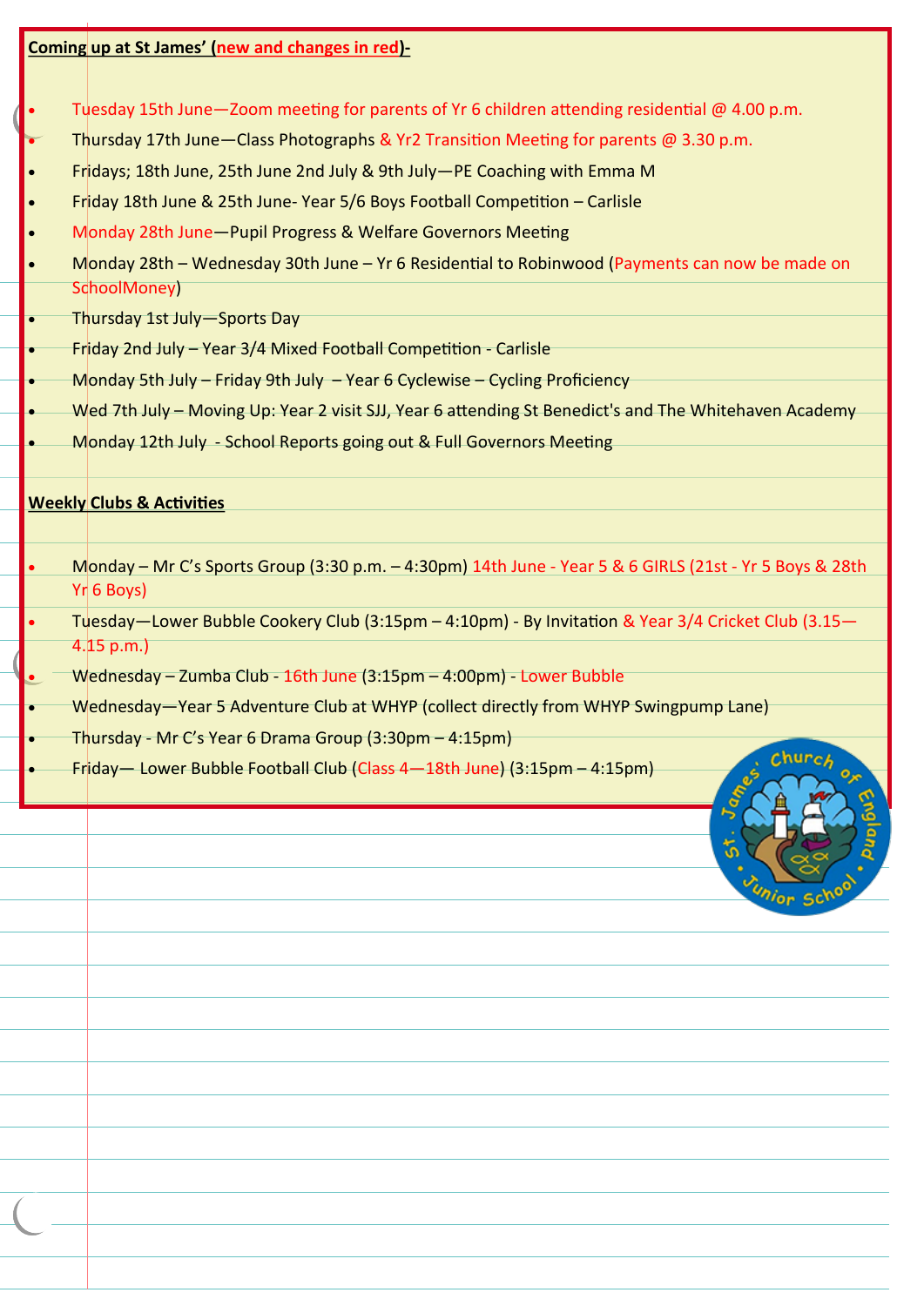**Coming up at St James' (new and changes in red)-**

- Tuesday 15th June—Zoom meeting for parents of Yr 6 children attending residential @ 4.00 p.m.
- Thursday 17th June—Class Photographs & Yr2 Transition Meeting for parents @ 3.30 p.m.
- Fridays; 18th June, 25th June 2nd July & 9th July—PE Coaching with Emma M
- Friday 18th June & 25th June- Year 5/6 Boys Football Competition – Carlisle
- Monday 28th June—Pupil Progress & Welfare Governors Meeting
- Monday 28th – Wednesday 30th June – Yr 6 Residential to Robinwood (Payments can now be made on SchoolMoney)
- Thursday 1st July—Sports Day
- Friday 2nd July – Year 3/4 Mixed Football Competition - Carlisle
- Monday 5th July – Friday 9th July – Year 6 Cyclewise – Cycling Proficiency
- Wed 7th July – Moving Up: Year 2 visit SJJ, Year 6 attending St Benedict's and The Whitehaven Academy
- Monday 12th July - School Reports going out & Full Governors Meeting

**Weekly Clubs & Activities**

- Monday – Mr C's Sports Group (3:30 p.m. – 4:30pm) 14th June - Year 5 & 6 GIRLS (21st - Yr 5 Boys & 28th Yr 6 Boys)
- Tuesday—Lower Bubble Cookery Club (3:15pm – 4:10pm) - By Invitation & Year 3/4 Cricket Club (3.15—4.15 p.m.)
- Wednesday – Zumba Club - 16th June (3:15pm – 4:00pm) - Lower Bubble
- Wednesday—Year 5 Adventure Club at WHYP (collect directly from WHYP Swingpump Lane)
- Thursday - Mr C's Year 6 Drama Group (3:30pm – 4:15pm)
- Friday— Lower Bubble Football Club (Class 4—18th June) (3:15pm – 4:15pm)

St. James' Church of England Junior School